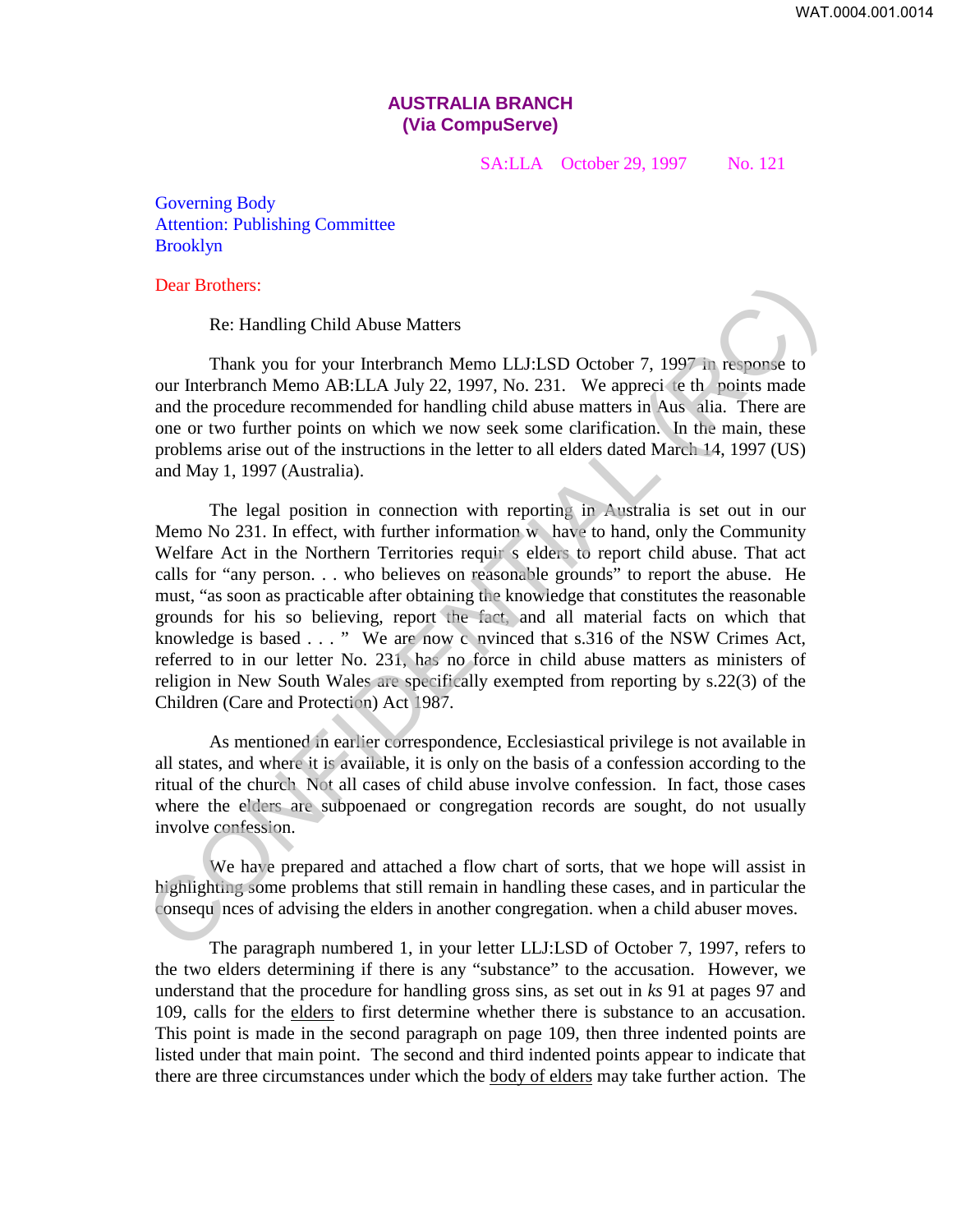**AUSTRALIA BRANCH**
**(Via CompuServe)**

SA:LLA October 29, 1997 No. 121

Governing Body
Attention: Publishing Committee
Brooklyn

Dear Brothers:

Re: Handling Child Abuse Matters

Thank you for your Interbranch Memo LLJ:LSD October 7, 1997 in response to our Interbranch Memo AB:LLA July 22, 1997, No. 231. We appreciate the points made and the procedure recommended for handling child abuse matters in Australia. There are one or two further points on which we now seek some clarification. In the main, these problems arise out of the instructions in the letter to all elders dated March 14, 1997 (US) and May 1, 1997 (Australia).

The legal position in connection with reporting in Australia is set out in our Memo No 231. In effect, with further information we have to hand, only the Community Welfare Act in the Northern Territories requires elders to report child abuse. That act calls for "any person. . . who believes on reasonable grounds" to report the abuse. He must, "as soon as practicable after obtaining the knowledge that constitutes the reasonable grounds for his so believing, report the fact, and all material facts on which that knowledge is based . . . " We are now convinced that s.316 of the NSW Crimes Act, referred to in our letter No. 231, has no force in child abuse matters as ministers of religion in New South Wales are specifically exempted from reporting by s.22(3) of the Children (Care and Protection) Act 1987.

As mentioned in earlier correspondence, Ecclesiastical privilege is not available in all states, and where it is available, it is only on the basis of a confession according to the ritual of the church. Not all cases of child abuse involve confession. In fact, those cases where the elders are subpoenaed or congregation records are sought, do not usually involve confession.

We have prepared and attached a flow chart of sorts, that we hope will assist in highlighting some problems that still remain in handling these cases, and in particular the consequences of advising the elders in another congregation. when a child abuser moves.

The paragraph numbered 1, in your letter LLJ:LSD of October 7, 1997, refers to the two elders determining if there is any "substance" to the accusation. However, we understand that the procedure for handling gross sins, as set out in *ks* 91 at pages 97 and 109, calls for the <u>elders</u> to first determine whether there is substance to an accusation. This point is made in the second paragraph on page 109, then three indented points are listed under that main point. The second and third indented points appear to indicate that there are three circumstances under which the <u>body of elders</u> may take further action. The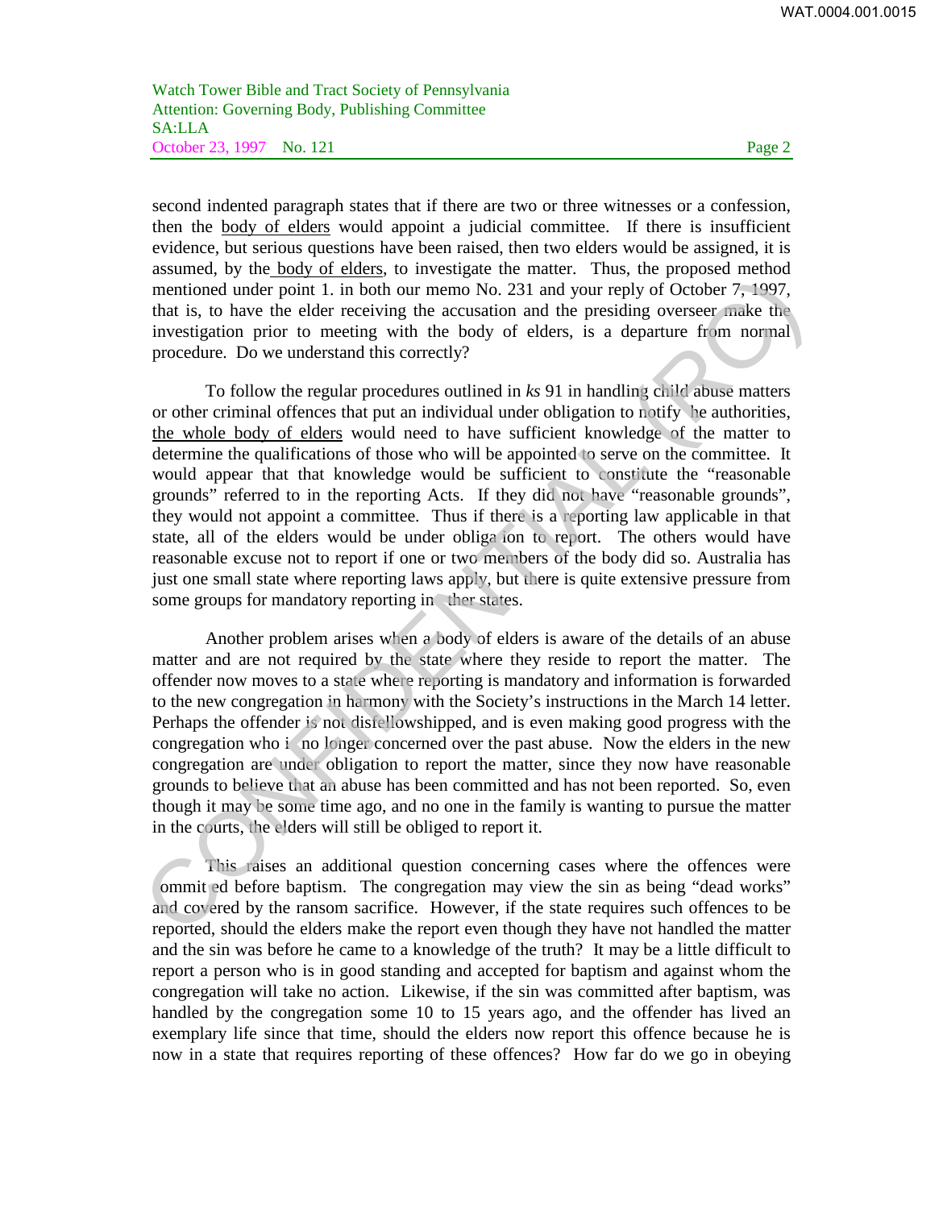second indented paragraph states that if there are two or three witnesses or a confession, then the <u>body of elders</u> would appoint a judicial committee. If there is insufficient evidence, but serious questions have been raised, then two elders would be assigned, it is assumed, by the <u>body of elders</u>, to investigate the matter. Thus, the proposed method mentioned under point 1. in both our memo No. 231 and your reply of October 7, 1997, that is, to have the elder receiving the accusation and the presiding overseer make the investigation prior to meeting with the body of elders, is a departure from normal procedure. Do we understand this correctly?

To follow the regular procedures outlined in *ks* 91 in handling child abuse matters or other criminal offences that put an individual under obligation to notify the authorities, <u>the whole body of elders</u> would need to have sufficient knowledge of the matter to determine the qualifications of those who will be appointed to serve on the committee. It would appear that that knowledge would be sufficient to constitute the "reasonable grounds" referred to in the reporting Acts. If they did not have "reasonable grounds", they would not appoint a committee. Thus if there is a reporting law applicable in that state, all of the elders would be under obligation to report. The others would have reasonable excuse not to report if one or two members of the body did so. Australia has just one small state where reporting laws apply, but there is quite extensive pressure from some groups for mandatory reporting in other states.

Another problem arises when a body of elders is aware of the details of an abuse matter and are not required by the state where they reside to report the matter. The offender now moves to a state where reporting is mandatory and information is forwarded to the new congregation in harmony with the Society's instructions in the March 14 letter. Perhaps the offender is not disfellowshipped, and is even making good progress with the congregation who is no longer concerned over the past abuse. Now the elders in the new congregation are under obligation to report the matter, since they now have reasonable grounds to believe that an abuse has been committed and has not been reported. So, even though it may be some time ago, and no one in the family is wanting to pursue the matter in the courts, the elders will still be obliged to report it.

This raises an additional question concerning cases where the offences were committed before baptism. The congregation may view the sin as being "dead works" and covered by the ransom sacrifice. However, if the state requires such offences to be reported, should the elders make the report even though they have not handled the matter and the sin was before he came to a knowledge of the truth? It may be a little difficult to report a person who is in good standing and accepted for baptism and against whom the congregation will take no action. Likewise, if the sin was committed after baptism, was handled by the congregation some 10 to 15 years ago, and the offender has lived an exemplary life since that time, should the elders now report this offence because he is now in a state that requires reporting of these offences? How far do we go in obeying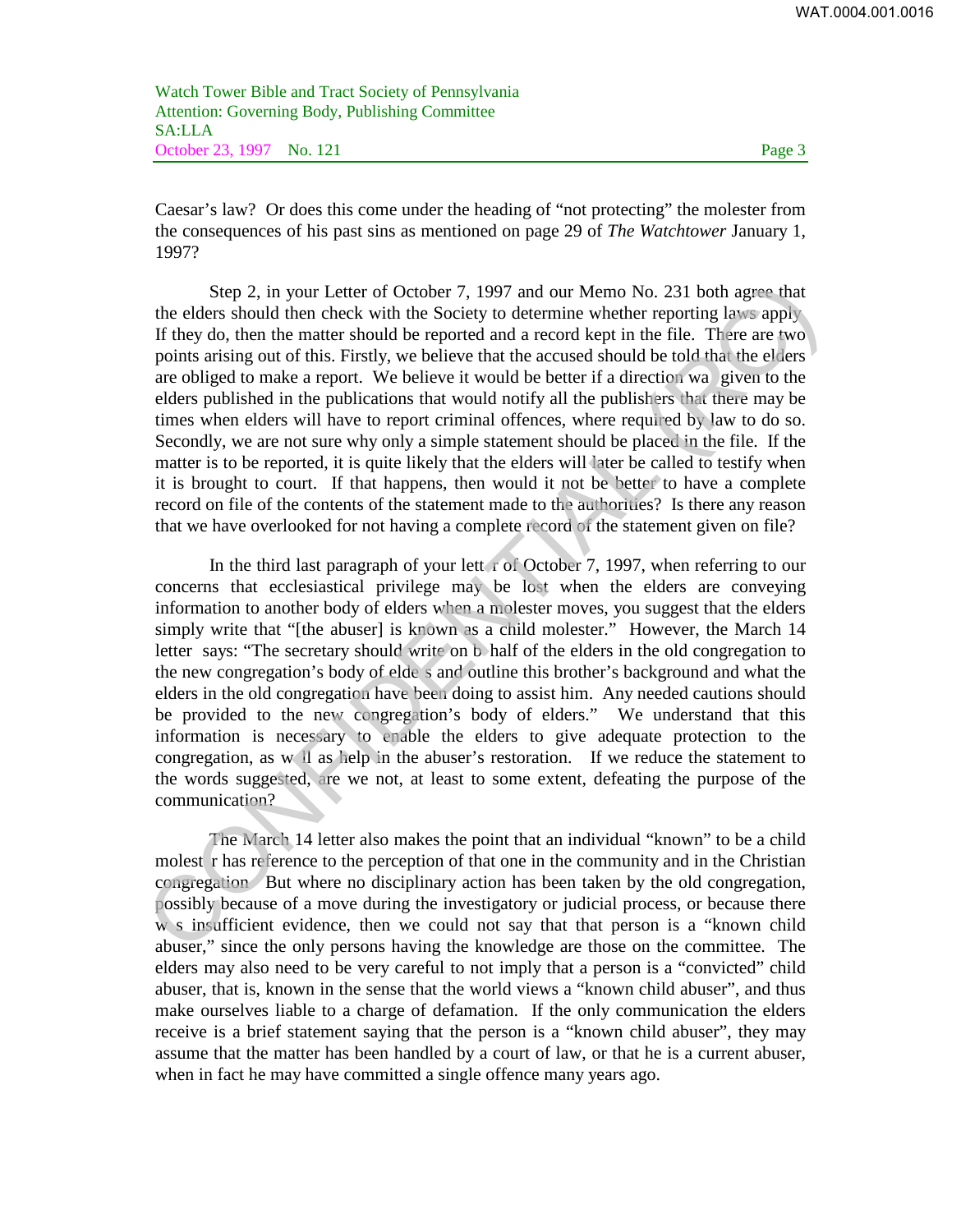Caesar's law? Or does this come under the heading of "not protecting" the molester from the consequences of his past sins as mentioned on page 29 of *The Watchtower* January 1, 1997?

Step 2, in your Letter of October 7, 1997 and our Memo No. 231 both agree that the elders should then check with the Society to determine whether reporting laws apply. If they do, then the matter should be reported and a record kept in the file. There are two points arising out of this. Firstly, we believe that the accused should be told that the elders are obliged to make a report. We believe it would be better if a direction was given to the elders published in the publications that would notify all the publishers that there may be times when elders will have to report criminal offences, where required by law to do so. Secondly, we are not sure why only a simple statement should be placed in the file. If the matter is to be reported, it is quite likely that the elders will later be called to testify when it is brought to court. If that happens, then would it not be better to have a complete record on file of the contents of the statement made to the authorities? Is there any reason that we have overlooked for not having a complete record of the statement given on file?

In the third last paragraph of your letter of October 7, 1997, when referring to our concerns that ecclesiastical privilege may be lost when the elders are conveying information to another body of elders when a molester moves, you suggest that the elders simply write that "[the abuser] is known as a child molester." However, the March 14 letter says: "The secretary should write on behalf of the elders in the old congregation to the new congregation's body of elders and outline this brother's background and what the elders in the old congregation have been doing to assist him. Any needed cautions should be provided to the new congregation's body of elders." We understand that this information is necessary to enable the elders to give adequate protection to the congregation, as well as help in the abuser's restoration. If we reduce the statement to the words suggested, are we not, at least to some extent, defeating the purpose of the communication?

The March 14 letter also makes the point that an individual "known" to be a child molester has reference to the perception of that one in the community and in the Christian congregation. But where no disciplinary action has been taken by the old congregation, possibly because of a move during the investigatory or judicial process, or because there was insufficient evidence, then we could not say that that person is a "known child abuser," since the only persons having the knowledge are those on the committee. The elders may also need to be very careful to not imply that a person is a "convicted" child abuser, that is, known in the sense that the world views a "known child abuser", and thus make ourselves liable to a charge of defamation. If the only communication the elders receive is a brief statement saying that the person is a "known child abuser", they may assume that the matter has been handled by a court of law, or that he is a current abuser, when in fact he may have committed a single offence many years ago.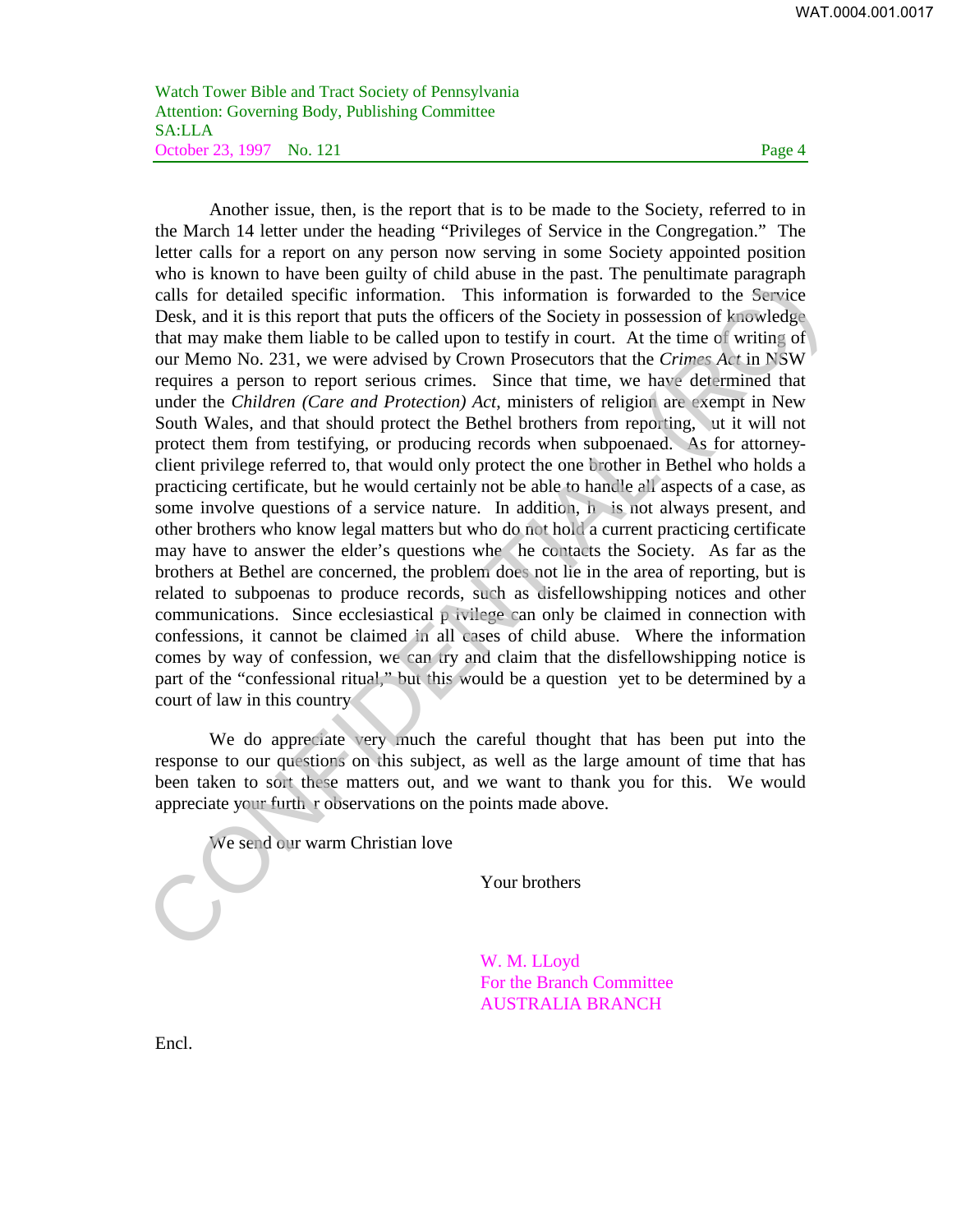Watch Tower Bible and Tract Society of Pennsylvania
Attention: Governing Body, Publishing Committee
SA:LLA
October 23, 1997 No. 121

Another issue, then, is the report that is to be made to the Society, referred to in the March 14 letter under the heading "Privileges of Service in the Congregation." The letter calls for a report on any person now serving in some Society appointed position who is known to have been guilty of child abuse in the past. The penultimate paragraph calls for detailed specific information. This information is forwarded to the Service Desk, and it is this report that puts the officers of the Society in possession of knowledge that may make them liable to be called upon to testify in court. At the time of writing of our Memo No. 231, we were advised by Crown Prosecutors that the *Crimes Act* in NSW requires a person to report serious crimes. Since that time, we have determined that under the *Children (Care and Protection) Act*, ministers of religion are exempt in New South Wales, and that should protect the Bethel brothers from reporting, but it will not protect them from testifying, or producing records when subpoenaed. As for attorney-client privilege referred to, that would only protect the one brother in Bethel who holds a practicing certificate, but he would certainly not be able to handle all aspects of a case, as some involve questions of a service nature. In addition, he is not always present, and other brothers who know legal matters but who do not hold a current practicing certificate may have to answer the elder's questions when he contacts the Society. As far as the brothers at Bethel are concerned, the problem does not lie in the area of reporting, but is related to subpoenas to produce records, such as disfellowshipping notices and other communications. Since ecclesiastical privilege can only be claimed in connection with confessions, it cannot be claimed in all cases of child abuse. Where the information comes by way of confession, we can try and claim that the disfellowshipping notice is part of the "confessional ritual," but this would be a question yet to be determined by a court of law in this country.

We do appreciate very much the careful thought that has been put into the response to our questions on this subject, as well as the large amount of time that has been taken to sort these matters out, and we want to thank you for this. We would appreciate your further observations on the points made above.

We send our warm Christian love

Your brothers

W. M. LLoyd
For the Branch Committee
AUSTRALIA BRANCH

Encl.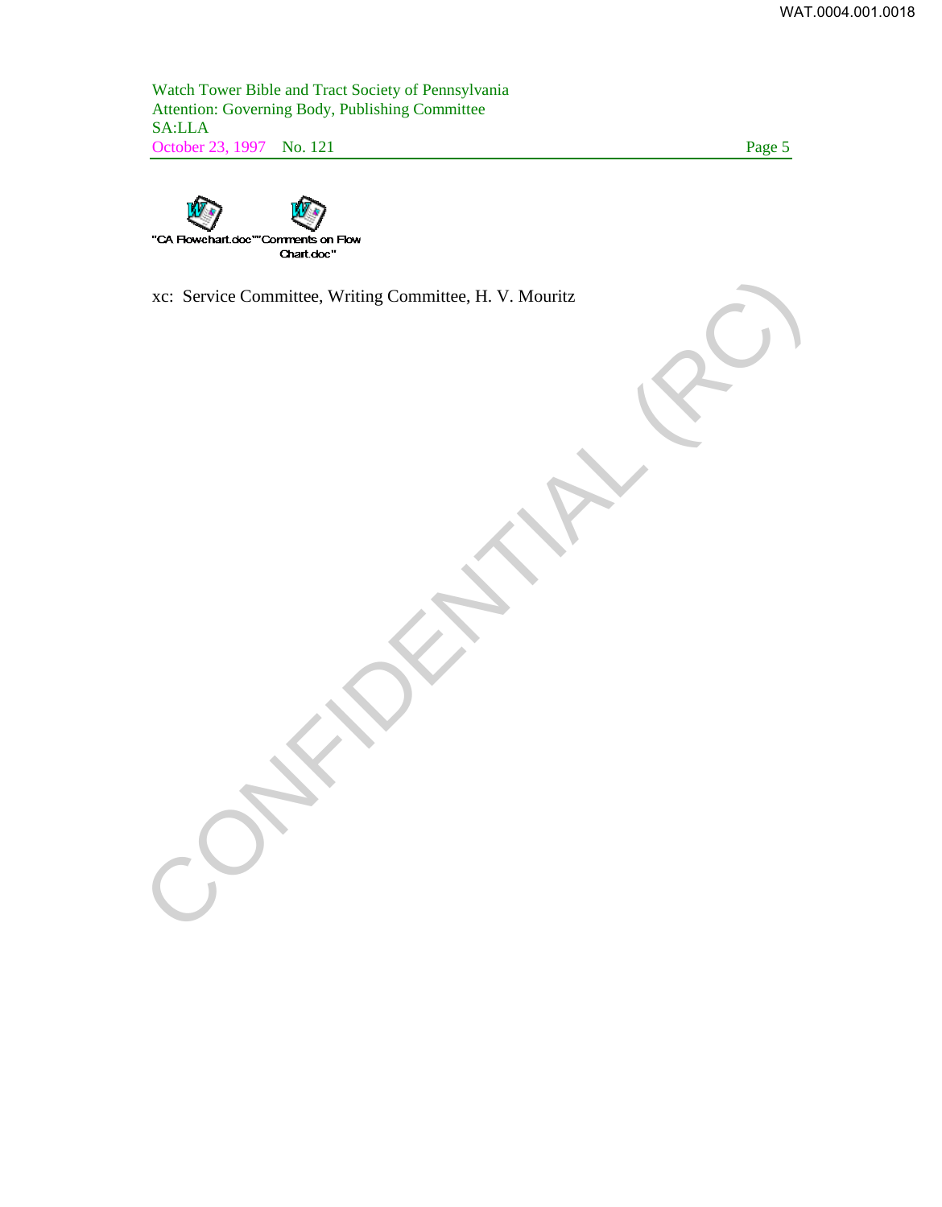"CA Flowchart.doc" "Comments on Flow Chart.doc"

xc: Service Committee, Writing Committee, H. V. Mouritz